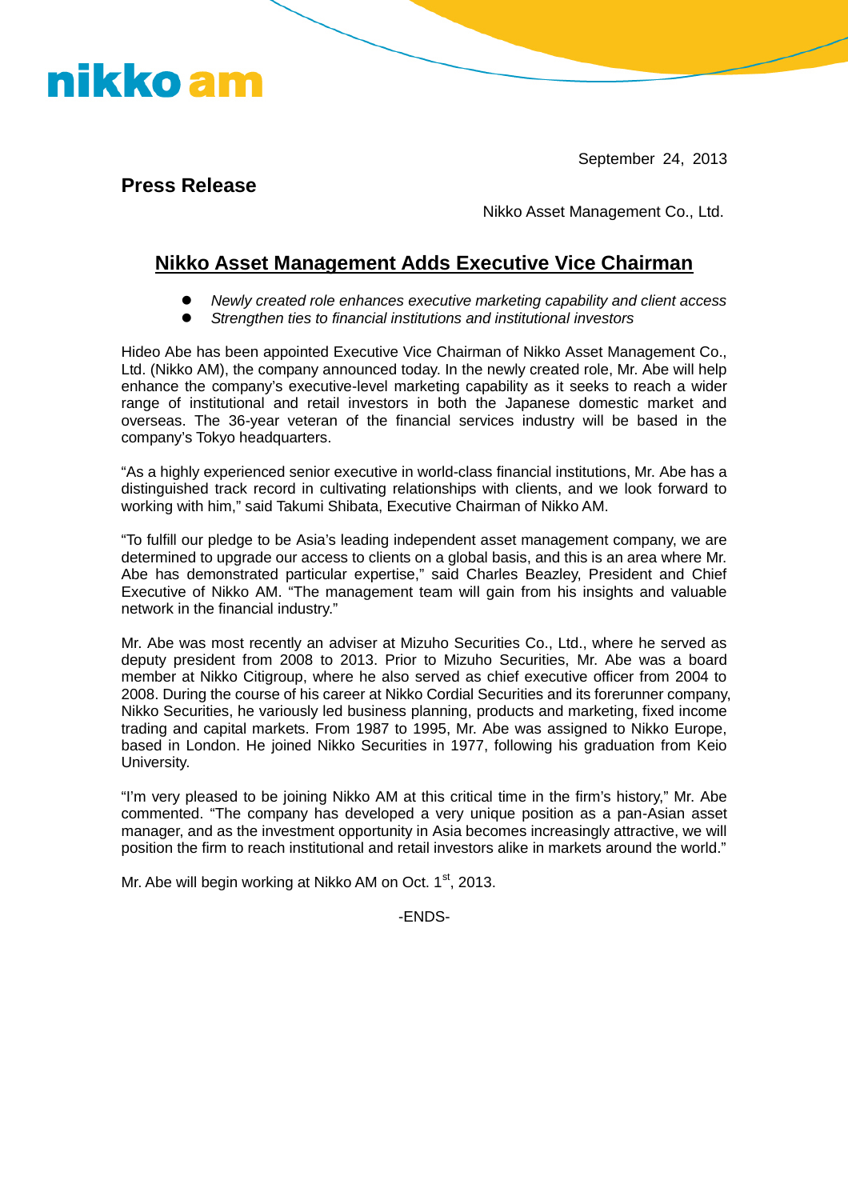nikko am

September 24, 2013

**Press Release**

Nikko Asset Management Co., Ltd.

# Nikko Asset Management Adds Executive Vice Chairman

- *Newly created role enhances executive marketing capability and client access*
- *Strengthen ties to financial institutions and institutional investors*

Hideo Abe has been appointed Executive Vice Chairman of Nikko Asset Management Co., Ltd. (Nikko AM), the company announced today. In the newly created role, Mr. Abe will help enhance the company's executive-level marketing capability as it seeks to reach a wider range of institutional and retail investors in both the Japanese domestic market and overseas. The 36-year veteran of the financial services industry will be based in the company's Tokyo headquarters.

"As a highly experienced senior executive in world-class financial institutions, Mr. Abe has a distinguished track record in cultivating relationships with clients, and we look forward to working with him," said Takumi Shibata, Executive Chairman of Nikko AM.

"To fulfill our pledge to be Asia's leading independent asset management company, we are determined to upgrade our access to clients on a global basis, and this is an area where Mr. Abe has demonstrated particular expertise," said Charles Beazley, President and Chief Executive of Nikko AM. "The management team will gain from his insights and valuable network in the financial industry."

Mr. Abe was most recently an adviser at Mizuho Securities Co., Ltd., where he served as deputy president from 2008 to 2013. Prior to Mizuho Securities, Mr. Abe was a board member at Nikko Citigroup, where he also served as chief executive officer from 2004 to 2008. During the course of his career at Nikko Cordial Securities and its forerunner company, Nikko Securities, he variously led business planning, products and marketing, fixed income trading and capital markets. From 1987 to 1995, Mr. Abe was assigned to Nikko Europe, based in London. He joined Nikko Securities in 1977, following his graduation from Keio University.

"I'm very pleased to be joining Nikko AM at this critical time in the firm's history," Mr. Abe commented. "The company has developed a very unique position as a pan-Asian asset manager, and as the investment opportunity in Asia becomes increasingly attractive, we will position the firm to reach institutional and retail investors alike in markets around the world."

Mr. Abe will begin working at Nikko AM on Oct. 1st, 2013.

-ENDS-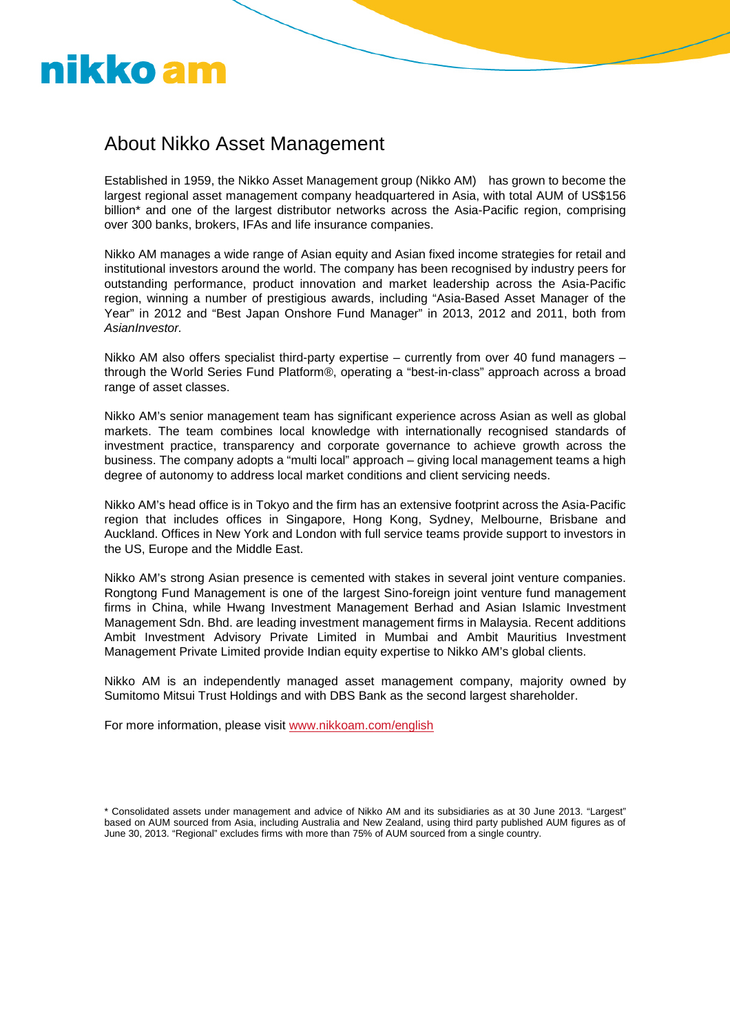# About Nikko Asset Management

Established in 1959, the Nikko Asset Management group (Nikko AM) has grown to become the largest regional asset management company headquartered in Asia, with total AUM of US$156 billion* and one of the largest distributor networks across the Asia-Pacific region, comprising over 300 banks, brokers, IFAs and life insurance companies.

Nikko AM manages a wide range of Asian equity and Asian fixed income strategies for retail and institutional investors around the world. The company has been recognised by industry peers for outstanding performance, product innovation and market leadership across the Asia-Pacific region, winning a number of prestigious awards, including "Asia-Based Asset Manager of the Year" in 2012 and "Best Japan Onshore Fund Manager" in 2013, 2012 and 2011, both from *AsianInvestor*.

Nikko AM also offers specialist third-party expertise – currently from over 40 fund managers – through the World Series Fund Platform®, operating a "best-in-class" approach across a broad range of asset classes.

Nikko AM's senior management team has significant experience across Asian as well as global markets. The team combines local knowledge with internationally recognised standards of investment practice, transparency and corporate governance to achieve growth across the business. The company adopts a "multi local" approach – giving local management teams a high degree of autonomy to address local market conditions and client servicing needs.

Nikko AM's head office is in Tokyo and the firm has an extensive footprint across the Asia-Pacific region that includes offices in Singapore, Hong Kong, Sydney, Melbourne, Brisbane and Auckland. Offices in New York and London with full service teams provide support to investors in the US, Europe and the Middle East.

Nikko AM's strong Asian presence is cemented with stakes in several joint venture companies. Rongtong Fund Management is one of the largest Sino-foreign joint venture fund management firms in China, while Hwang Investment Management Berhad and Asian Islamic Investment Management Sdn. Bhd. are leading investment management firms in Malaysia. Recent additions Ambit Investment Advisory Private Limited in Mumbai and Ambit Mauritius Investment Management Private Limited provide Indian equity expertise to Nikko AM's global clients.

Nikko AM is an independently managed asset management company, majority owned by Sumitomo Mitsui Trust Holdings and with DBS Bank as the second largest shareholder.

For more information, please visit www.nikkoam.com/english

* Consolidated assets under management and advice of Nikko AM and its subsidiaries as at 30 June 2013. "Largest" based on AUM sourced from Asia, including Australia and New Zealand, using third party published AUM figures as of June 30, 2013. "Regional" excludes firms with more than 75% of AUM sourced from a single country.